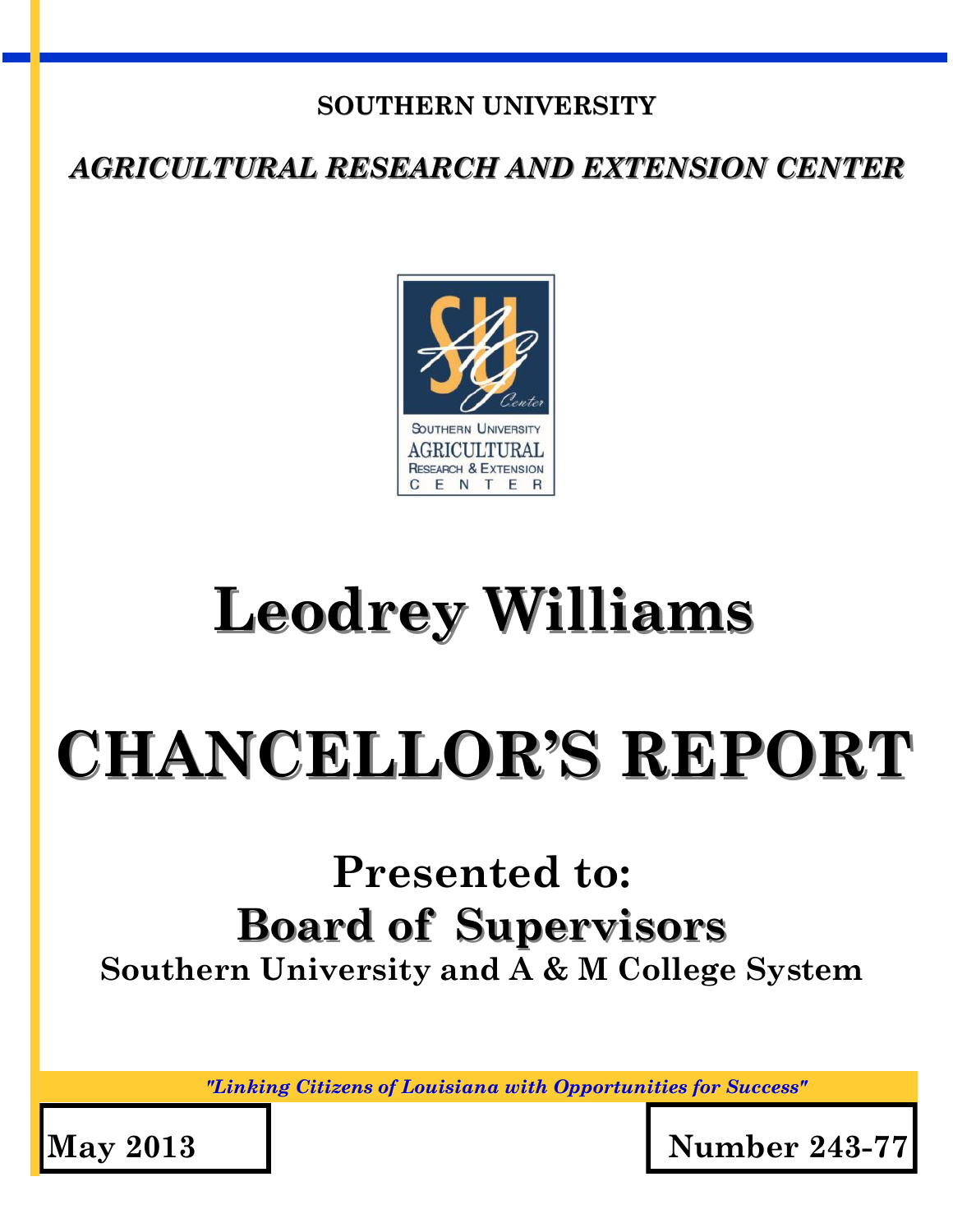**SOUTHERN UNIVERSITY**

***AGRICULTURAL RESEARCH AND EXTENSION CENTER***

# Leodrey Williams

# CHANCELLOR'S REPORT

## Presented to:

## Board of Supervisors

**Southern University and A & M College System**

*"Linking Citizens of Louisiana with Opportunities for Success"*

**May 2013**

**Number 243-77**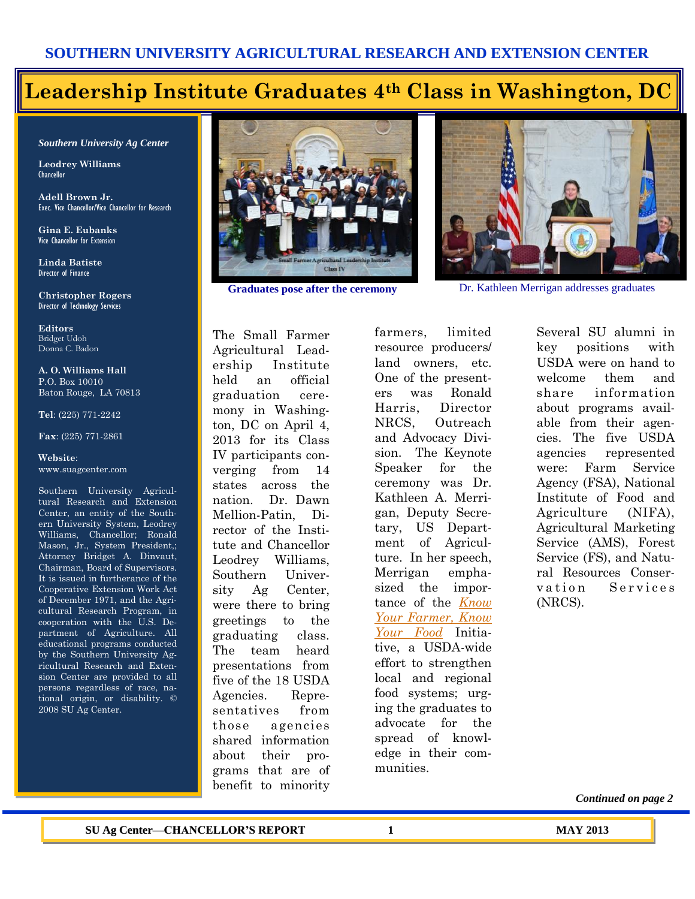# SOUTHERN UNIVERSITY AGRICULTURAL RESEARCH AND EXTENSION CENTER

## Leadership Institute Graduates 4th Class in Washington, DC

*Southern University Ag Center*

**Leodrey Williams**
Chancellor

**Adell Brown Jr.**
Exec. Vice Chancellor/Vice Chancellor for Research

**Gina E. Eubanks**
Vice Chancellor for Extension

**Linda Batiste**
Director of Finance

**Christopher Rogers**
Director of Technology Services

**Editors**
Bridget Udoh
Donna C. Badon

**A. O. Williams Hall**
P.O. Box 10010
Baton Rouge, LA 70813

**Tel**: (225) 771-2242

**Fax**: (225) 771-2861

**Website**:
www.suagcenter.com

Southern University Agricultural Research and Extension Center, an entity of the Southern University System, Leodrey Williams, Chancellor; Ronald Mason, Jr., System President,; Attorney Bridget A. Dinvaut, Chairman, Board of Supervisors. It is issued in furtherance of the Cooperative Extension Work Act of December 1971, and the Agricultural Research Program, in cooperation with the U.S. Department of Agriculture. All educational programs conducted by the Southern University Agricultural Research and Extension Center are provided to all persons regardless of race, national origin, or disability. © 2008 SU Ag Center.

**Graduates pose after the ceremony**

Dr. Kathleen Merrigan addresses graduates

The Small Farmer Agricultural Leadership Institute held an official graduation ceremony in Washington, DC on April 4, 2013 for its Class IV participants converging from 14 states across the nation. Dr. Dawn Mellion-Patin, Director of the Institute and Chancellor Leodrey Williams, Southern University Ag Center, were there to bring greetings to the graduating class. The team heard presentations from five of the 18 USDA Agencies. Representatives from those agencies shared information about their programs that are of benefit to minority farmers, limited resource producers/ land owners, etc. One of the presenters was Ronald Harris, Director NRCS, Outreach and Advocacy Division. The Keynote Speaker for the ceremony was Dr. Kathleen A. Merrigan, Deputy Secretary, US Department of Agriculture. In her speech, Merrigan emphasized the importance of the *Know Your Farmer, Know Your Food* Initiative, a USDA-wide effort to strengthen local and regional food systems; urging the graduates to advocate for the spread of knowledge in their communities.

Several SU alumni in key positions with USDA were on hand to welcome them and share information about programs available from their agencies. The five USDA agencies represented were: Farm Service Agency (FSA), National Institute of Food and Agriculture (NIFA), Agricultural Marketing Service (AMS), Forest Service (FS), and Natural Resources Conservation Services (NRCS).

***Continued on page 2***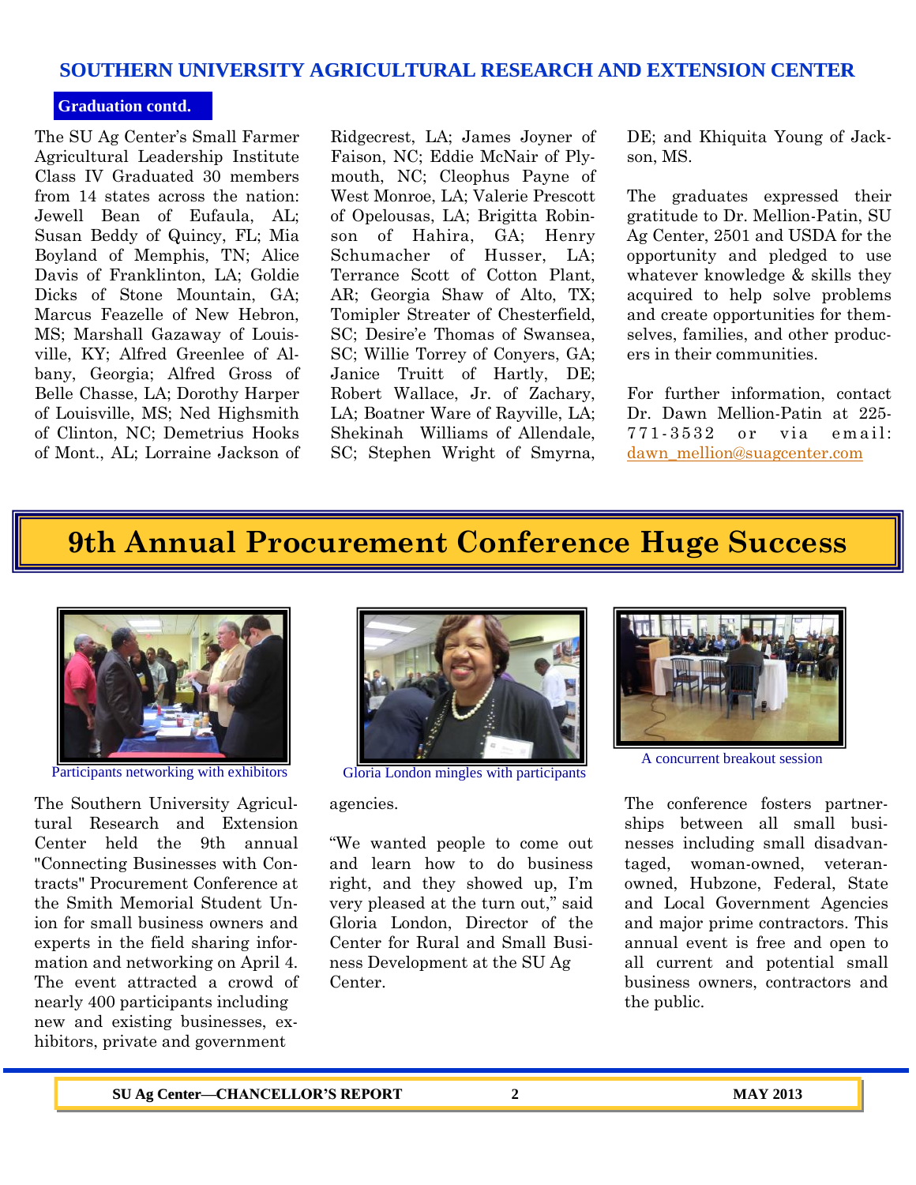## Graduation contd.

The SU Ag Center's Small Farmer Agricultural Leadership Institute Class IV Graduated 30 members from 14 states across the nation: Jewell Bean of Eufaula, AL; Susan Beddy of Quincy, FL; Mia Boyland of Memphis, TN; Alice Davis of Franklinton, LA; Goldie Dicks of Stone Mountain, GA; Marcus Feazelle of New Hebron, MS; Marshall Gazaway of Louisville, KY; Alfred Greenlee of Albany, Georgia; Alfred Gross of Belle Chasse, LA; Dorothy Harper of Louisville, MS; Ned Highsmith of Clinton, NC; Demetrius Hooks of Mont., AL; Lorraine Jackson of Ridgecrest, LA; James Joyner of Faison, NC; Eddie McNair of Plymouth, NC; Cleophus Payne of West Monroe, LA; Valerie Prescott of Opelousas, LA; Brigitta Robinson of Hahira, GA; Henry Schumacher of Husser, LA; Terrance Scott of Cotton Plant, AR; Georgia Shaw of Alto, TX; Tomipler Streater of Chesterfield, SC; Desire'e Thomas of Swansea, SC; Willie Torrey of Conyers, GA; Janice Truitt of Hartly, DE; Robert Wallace, Jr. of Zachary, LA; Boatner Ware of Rayville, LA; Shekinah Williams of Allendale, SC; Stephen Wright of Smyrna, DE; and Khiquita Young of Jackson, MS.

The graduates expressed their gratitude to Dr. Mellion-Patin, SU Ag Center, 2501 and USDA for the opportunity and pledged to use whatever knowledge & skills they acquired to help solve problems and create opportunities for themselves, families, and other producers in their communities.

For further information, contact Dr. Dawn Mellion-Patin at 225-771-3532 or via email: dawn_mellion@suagcenter.com

# 9th Annual Procurement Conference Huge Success

Participants networking with exhibitors

Gloria London mingles with participants

A concurrent breakout session

The Southern University Agricultural Research and Extension Center held the 9th annual "Connecting Businesses with Contracts" Procurement Conference at the Smith Memorial Student Union for small business owners and experts in the field sharing information and networking on April 4. The event attracted a crowd of nearly 400 participants including new and existing businesses, exhibitors, private and government agencies.

"We wanted people to come out and learn how to do business right, and they showed up, I'm very pleased at the turn out," said Gloria London, Director of the Center for Rural and Small Business Development at the SU Ag Center.

The conference fosters partnerships between all small businesses including small disadvantaged, woman-owned, veteran-owned, Hubzone, Federal, State and Local Government Agencies and major prime contractors. This annual event is free and open to all current and potential small business owners, contractors and the public.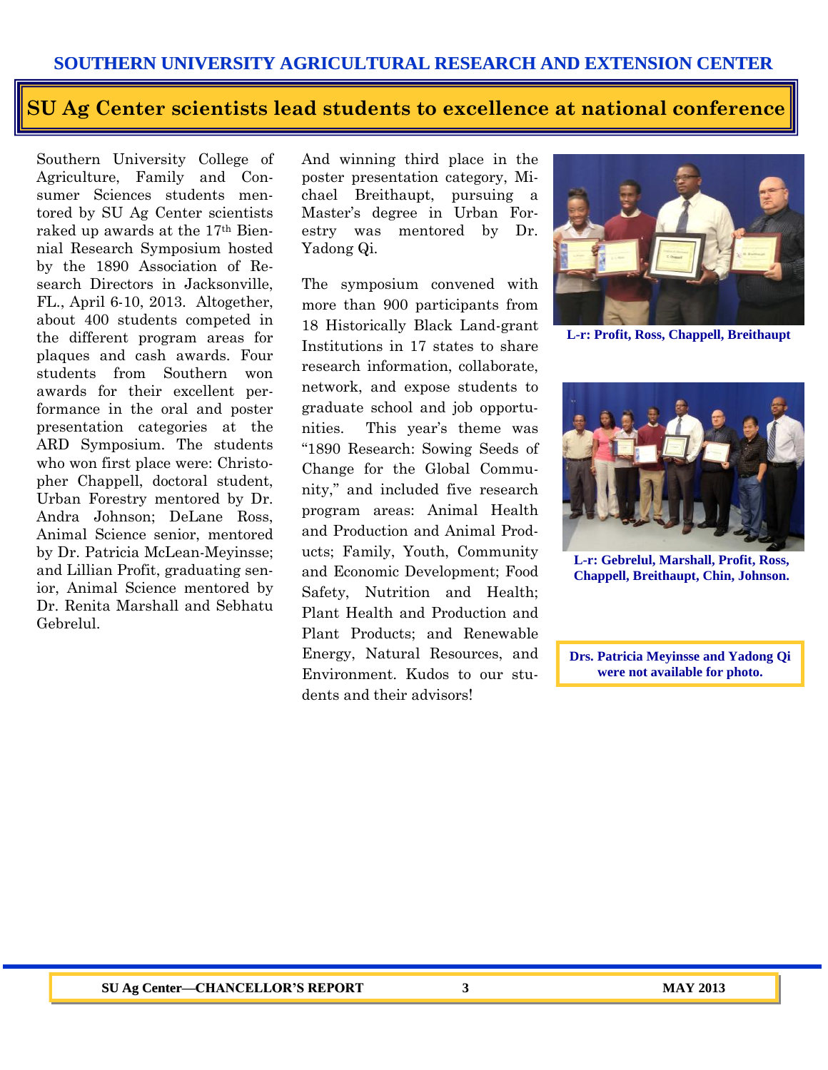## SU Ag Center scientists lead students to excellence at national conference

Southern University College of Agriculture, Family and Consumer Sciences students mentored by SU Ag Center scientists raked up awards at the 17th Biennial Research Symposium hosted by the 1890 Association of Research Directors in Jacksonville, FL., April 6-10, 2013. Altogether, about 400 students competed in the different program areas for plaques and cash awards. Four students from Southern won awards for their excellent performance in the oral and poster presentation categories at the ARD Symposium. The students who won first place were: Christopher Chappell, doctoral student, Urban Forestry mentored by Dr. Andra Johnson; DeLane Ross, Animal Science senior, mentored by Dr. Patricia McLean-Meyinsse; and Lillian Profit, graduating senior, Animal Science mentored by Dr. Renita Marshall and Sebhatu Gebrelul.

And winning third place in the poster presentation category, Michael Breithaupt, pursuing a Master's degree in Urban Forestry was mentored by Dr. Yadong Qi.

The symposium convened with more than 900 participants from 18 Historically Black Land-grant Institutions in 17 states to share research information, collaborate, network, and expose students to graduate school and job opportunities. This year's theme was "1890 Research: Sowing Seeds of Change for the Global Community," and included five research program areas: Animal Health and Production and Animal Products; Family, Youth, Community and Economic Development; Food Safety, Nutrition and Health; Plant Health and Production and Plant Products; and Renewable Energy, Natural Resources, and Environment. Kudos to our students and their advisors!

**L-r: Profit, Ross, Chappell, Breithaupt**

**L-r: Gebrelul, Marshall, Profit, Ross, Chappell, Breithaupt, Chin, Johnson.**

**Drs. Patricia Meyinsse and Yadong Qi were not available for photo.**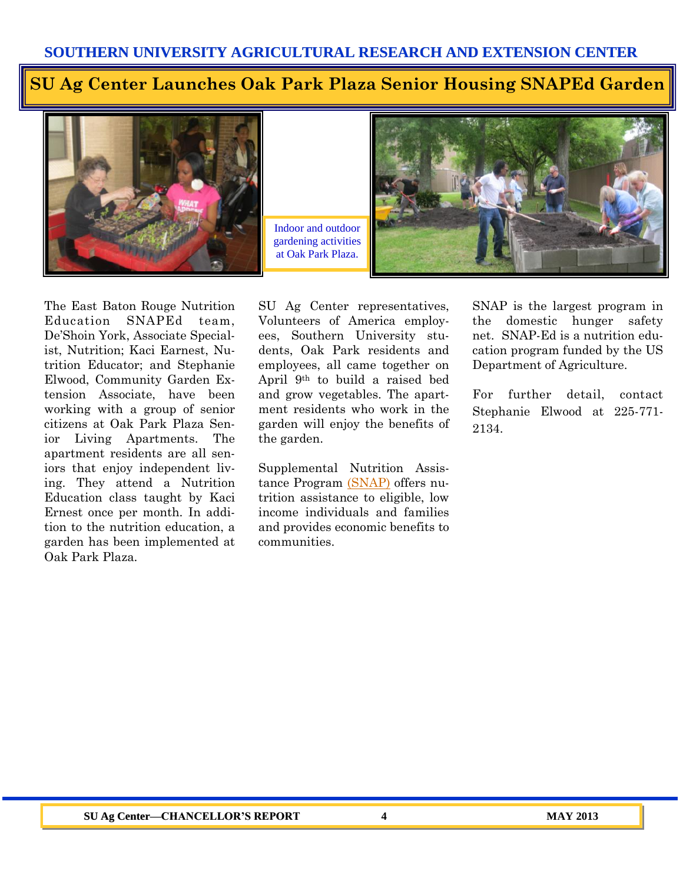# SU Ag Center Launches Oak Park Plaza Senior Housing SNAPEd Garden

Indoor and outdoor gardening activities at Oak Park Plaza.

The East Baton Rouge Nutrition Education SNAPEd team, De'Shoin York, Associate Specialist, Nutrition; Kaci Earnest, Nutrition Educator; and Stephanie Elwood, Community Garden Extension Associate, have been working with a group of senior citizens at Oak Park Plaza Senior Living Apartments. The apartment residents are all seniors that enjoy independent living. They attend a Nutrition Education class taught by Kaci Ernest once per month. In addition to the nutrition education, a garden has been implemented at Oak Park Plaza.

SU Ag Center representatives, Volunteers of America employees, Southern University students, Oak Park residents and employees, all came together on April 9th to build a raised bed and grow vegetables. The apartment residents who work in the garden will enjoy the benefits of the garden.

Supplemental Nutrition Assistance Program (SNAP) offers nutrition assistance to eligible, low income individuals and families and provides economic benefits to communities.

SNAP is the largest program in the domestic hunger safety net. SNAP-Ed is a nutrition education program funded by the US Department of Agriculture.

For further detail, contact Stephanie Elwood at 225-771-2134.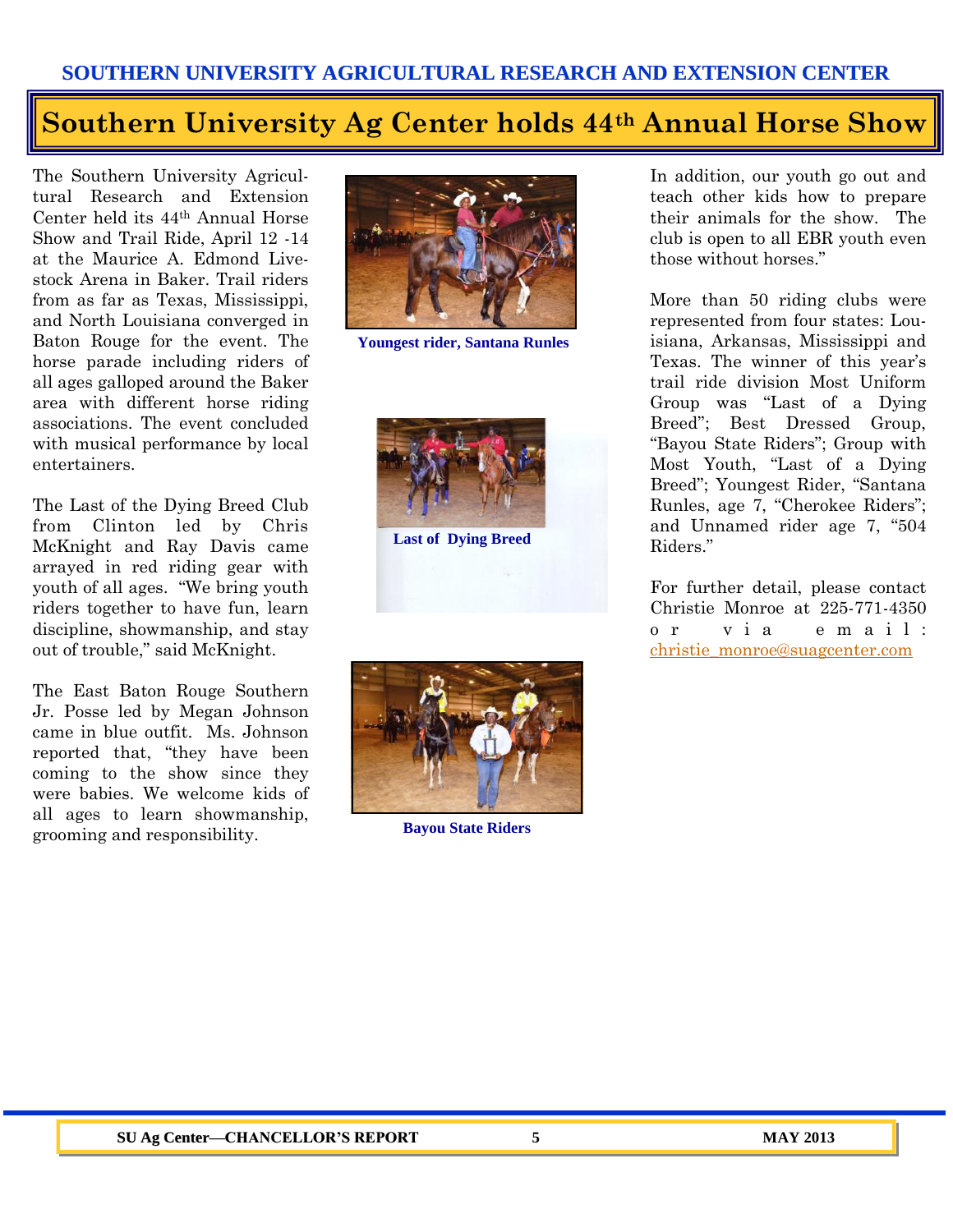# Southern University Ag Center holds 44th Annual Horse Show

The Southern University Agricultural Research and Extension Center held its 44th Annual Horse Show and Trail Ride, April 12 -14 at the Maurice A. Edmond Livestock Arena in Baker. Trail riders from as far as Texas, Mississippi, and North Louisiana converged in Baton Rouge for the event. The horse parade including riders of all ages galloped around the Baker area with different horse riding associations. The event concluded with musical performance by local entertainers.

The Last of the Dying Breed Club from Clinton led by Chris McKnight and Ray Davis came arrayed in red riding gear with youth of all ages. "We bring youth riders together to have fun, learn discipline, showmanship, and stay out of trouble," said McKnight.

The East Baton Rouge Southern Jr. Posse led by Megan Johnson came in blue outfit. Ms. Johnson reported that, "they have been coming to the show since they were babies. We welcome kids of all ages to learn showmanship, grooming and responsibility. In addition, our youth go out and teach other kids how to prepare their animals for the show. The club is open to all EBR youth even those without horses."

More than 50 riding clubs were represented from four states: Louisiana, Arkansas, Mississippi and Texas. The winner of this year's trail ride division Most Uniform Group was "Last of a Dying Breed"; Best Dressed Group, "Bayou State Riders"; Group with Most Youth, "Last of a Dying Breed"; Youngest Rider, "Santana Runles, age 7, "Cherokee Riders"; and Unnamed rider age 7, "504 Riders."

For further detail, please contact Christie Monroe at 225-771-4350 or via email: christie_monroe@suagcenter.com

Youngest rider, Santana Runles

Last of Dying Breed

Bayou State Riders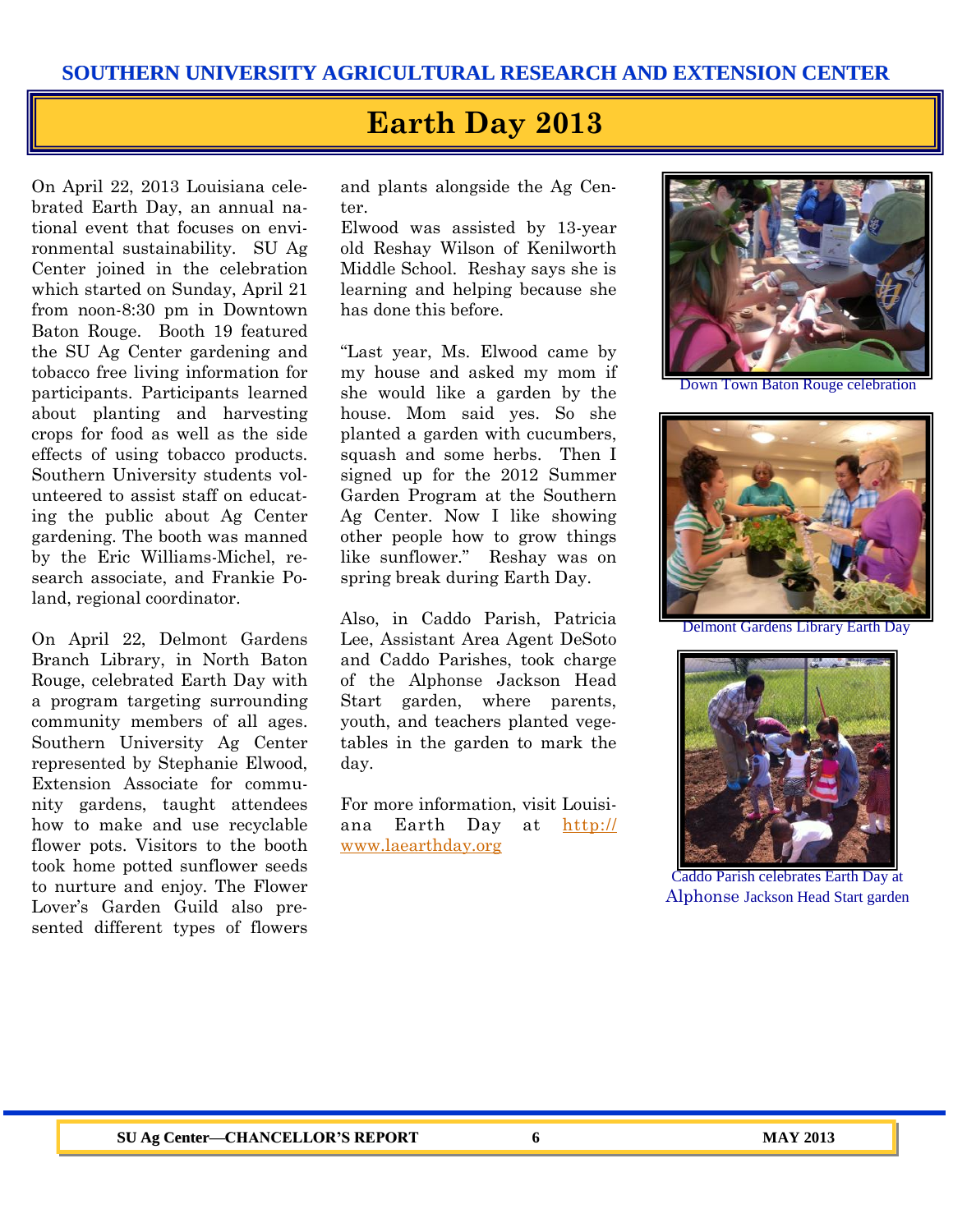# Earth Day 2013

On April 22, 2013 Louisiana celebrated Earth Day, an annual national event that focuses on environmental sustainability. SU Ag Center joined in the celebration which started on Sunday, April 21 from noon-8:30 pm in Downtown Baton Rouge. Booth 19 featured the SU Ag Center gardening and tobacco free living information for participants. Participants learned about planting and harvesting crops for food as well as the side effects of using tobacco products. Southern University students volunteered to assist staff on educating the public about Ag Center gardening. The booth was manned by the Eric Williams-Michel, research associate, and Frankie Poland, regional coordinator.

On April 22, Delmont Gardens Branch Library, in North Baton Rouge, celebrated Earth Day with a program targeting surrounding community members of all ages. Southern University Ag Center represented by Stephanie Elwood, Extension Associate for community gardens, taught attendees how to make and use recyclable flower pots. Visitors to the booth took home potted sunflower seeds to nurture and enjoy. The Flower Lover's Garden Guild also presented different types of flowers and plants alongside the Ag Center.

Elwood was assisted by 13-year old Reshay Wilson of Kenilworth Middle School. Reshay says she is learning and helping because she has done this before.

"Last year, Ms. Elwood came by my house and asked my mom if she would like a garden by the house. Mom said yes. So she planted a garden with cucumbers, squash and some herbs. Then I signed up for the 2012 Summer Garden Program at the Southern Ag Center. Now I like showing other people how to grow things like sunflower." Reshay was on spring break during Earth Day.

Also, in Caddo Parish, Patricia Lee, Assistant Area Agent DeSoto and Caddo Parishes, took charge of the Alphonse Jackson Head Start garden, where parents, youth, and teachers planted vegetables in the garden to mark the day.

For more information, visit Louisiana Earth Day at http://www.laearthday.org

Down Town Baton Rouge celebration

Delmont Gardens Library Earth Day

Caddo Parish celebrates Earth Day at Alphonse Jackson Head Start garden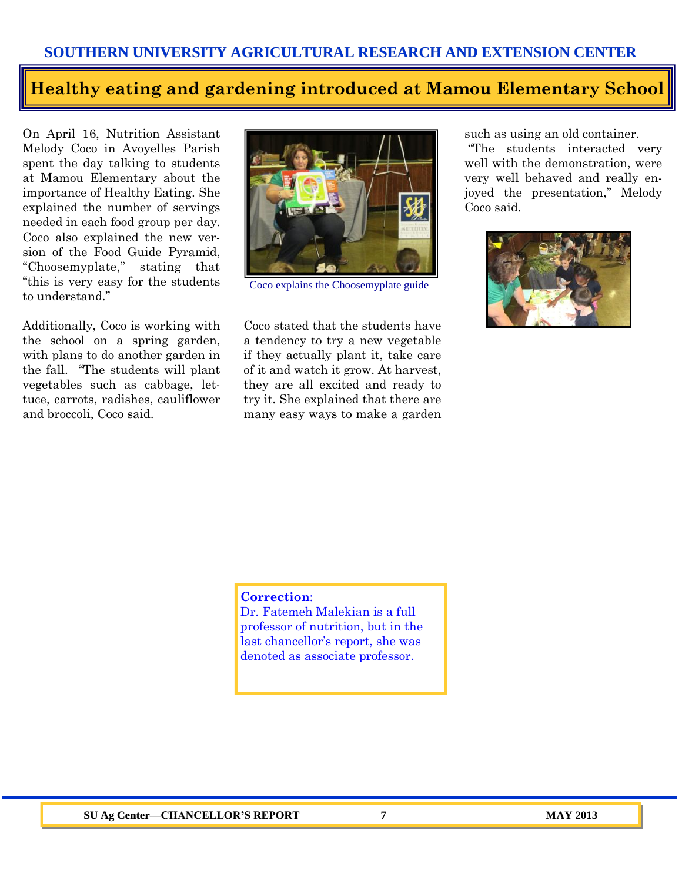# Healthy eating and gardening introduced at Mamou Elementary School

On April 16, Nutrition Assistant Melody Coco in Avoyelles Parish spent the day talking to students at Mamou Elementary about the importance of Healthy Eating. She explained the number of servings needed in each food group per day. Coco also explained the new version of the Food Guide Pyramid, "Choosemyplate," stating that "this is very easy for the students to understand."

Additionally, Coco is working with the school on a spring garden, with plans to do another garden in the fall. "The students will plant vegetables such as cabbage, lettuce, carrots, radishes, cauliflower and broccoli, Coco said.

Coco explains the Choosemyplate guide

Coco stated that the students have a tendency to try a new vegetable if they actually plant it, take care of it and watch it grow. At harvest, they are all excited and ready to try it. She explained that there are many easy ways to make a garden such as using an old container.

"The students interacted very well with the demonstration, were very well behaved and really enjoyed the presentation," Melody Coco said.

**Correction**:
Dr. Fatemeh Malekian is a full professor of nutrition, but in the last chancellor's report, she was denoted as associate professor.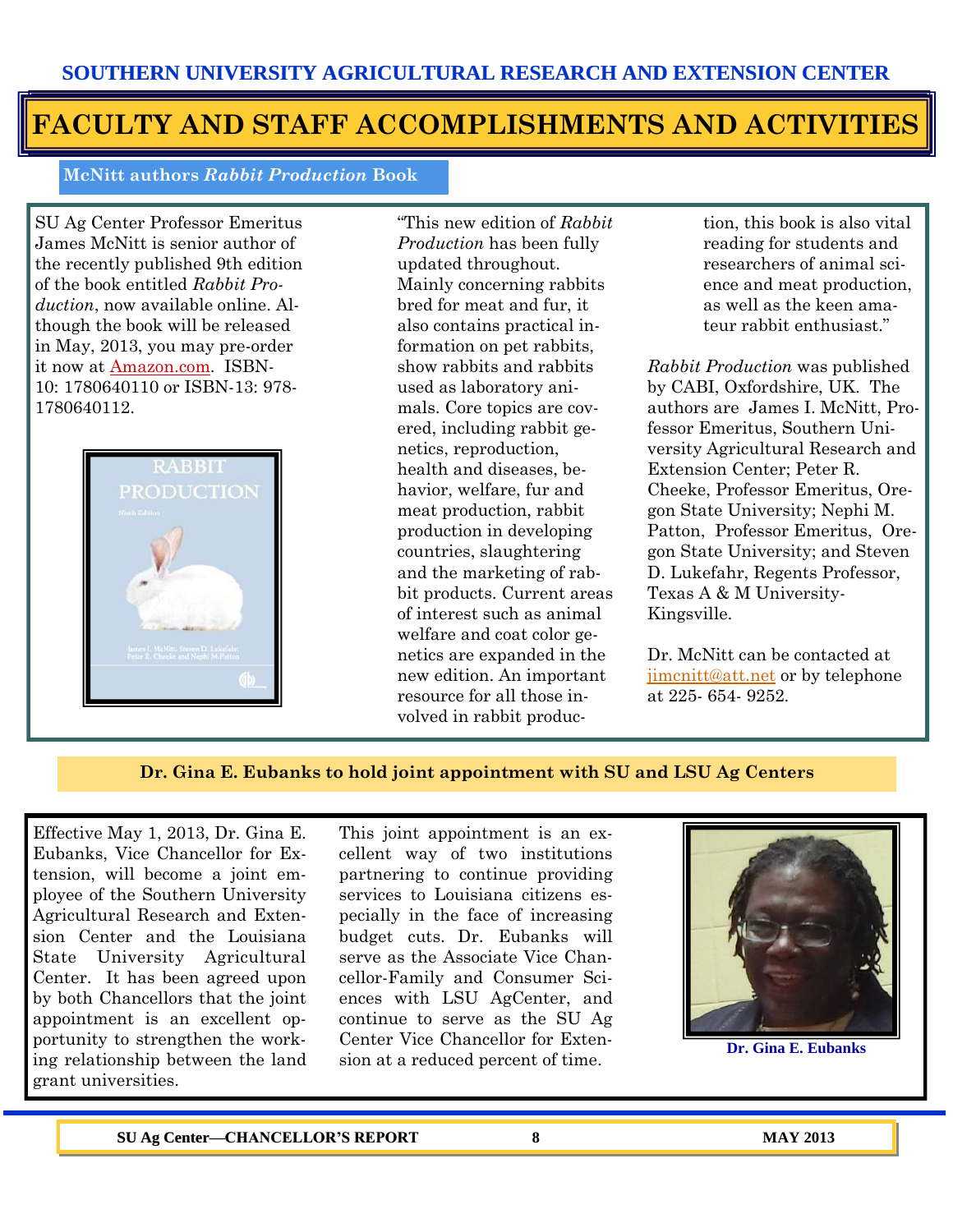# FACULTY AND STAFF ACCOMPLISHMENTS AND ACTIVITIES

## McNitt authors *Rabbit Production* Book

SU Ag Center Professor Emeritus James McNitt is senior author of the recently published 9th edition of the book entitled *Rabbit Production*, now available online. Although the book will be released in May, 2013, you may pre-order it now at Amazon.com. ISBN-10: 1780640110 or ISBN-13: 978-1780640112.

"This new edition of *Rabbit Production* has been fully updated throughout. Mainly concerning rabbits bred for meat and fur, it also contains practical information on pet rabbits, show rabbits and rabbits used as laboratory animals. Core topics are covered, including rabbit genetics, reproduction, health and diseases, behavior, welfare, fur and meat production, rabbit production in developing countries, slaughtering and the marketing of rabbit products. Current areas of interest such as animal welfare and coat color genetics are expanded in the new edition. An important resource for all those involved in rabbit production, this book is also vital reading for students and researchers of animal science and meat production, as well as the keen amateur rabbit enthusiast."

*Rabbit Production* was published by CABI, Oxfordshire, UK. The authors are James I. McNitt, Professor Emeritus, Southern University Agricultural Research and Extension Center; Peter R. Cheeke, Professor Emeritus, Oregon State University; Nephi M. Patton, Professor Emeritus, Oregon State University; and Steven D. Lukefahr, Regents Professor, Texas A & M University-Kingsville.

Dr. McNitt can be contacted at jimcnitt@att.net or by telephone at 225- 654- 9252.

## Dr. Gina E. Eubanks to hold joint appointment with SU and LSU Ag Centers

Effective May 1, 2013, Dr. Gina E. Eubanks, Vice Chancellor for Extension, will become a joint employee of the Southern University Agricultural Research and Extension Center and the Louisiana State University Agricultural Center. It has been agreed upon by both Chancellors that the joint appointment is an excellent opportunity to strengthen the working relationship between the land grant universities.

This joint appointment is an excellent way of two institutions partnering to continue providing services to Louisiana citizens especially in the face of increasing budget cuts. Dr. Eubanks will serve as the Associate Vice Chancellor-Family and Consumer Sciences with LSU AgCenter, and continue to serve as the SU Ag Center Vice Chancellor for Extension at a reduced percent of time.

Dr. Gina E. Eubanks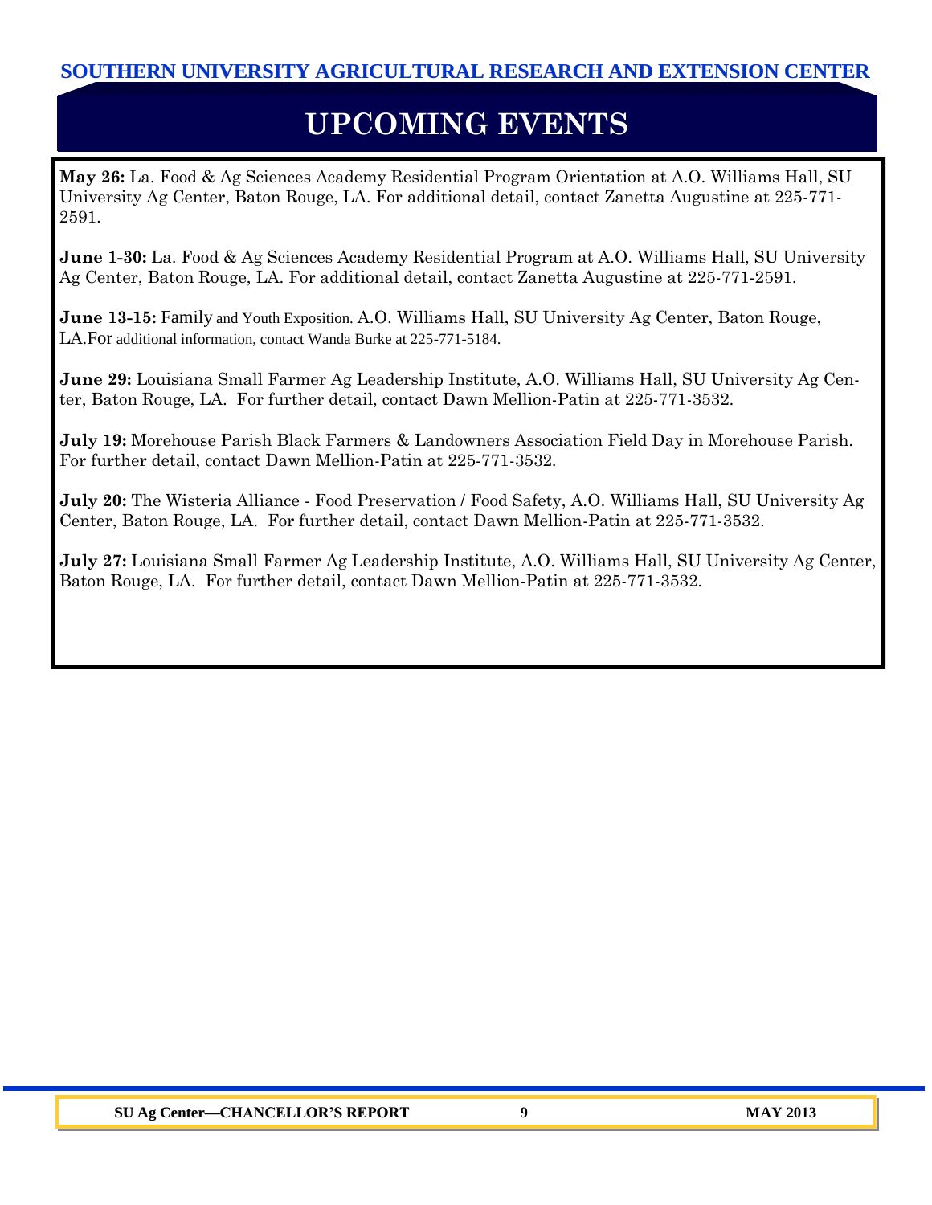## SOUTHERN UNIVERSITY AGRICULTURAL RESEARCH AND EXTENSION CENTER

# UPCOMING EVENTS

**May 26:** La. Food & Ag Sciences Academy Residential Program Orientation at A.O. Williams Hall, SU University Ag Center, Baton Rouge, LA. For additional detail, contact Zanetta Augustine at 225-771-2591.

**June 1-30:** La. Food & Ag Sciences Academy Residential Program at A.O. Williams Hall, SU University Ag Center, Baton Rouge, LA. For additional detail, contact Zanetta Augustine at 225-771-2591.

**June 13-15:** Family and Youth Exposition. A.O. Williams Hall, SU University Ag Center, Baton Rouge, LA.For additional information, contact Wanda Burke at 225-771-5184.

**June 29:** Louisiana Small Farmer Ag Leadership Institute, A.O. Williams Hall, SU University Ag Center, Baton Rouge, LA. For further detail, contact Dawn Mellion-Patin at 225-771-3532.

**July 19:** Morehouse Parish Black Farmers & Landowners Association Field Day in Morehouse Parish. For further detail, contact Dawn Mellion-Patin at 225-771-3532.

**July 20:** The Wisteria Alliance - Food Preservation / Food Safety, A.O. Williams Hall, SU University Ag Center, Baton Rouge, LA. For further detail, contact Dawn Mellion-Patin at 225-771-3532.

**July 27:** Louisiana Small Farmer Ag Leadership Institute, A.O. Williams Hall, SU University Ag Center, Baton Rouge, LA. For further detail, contact Dawn Mellion-Patin at 225-771-3532.